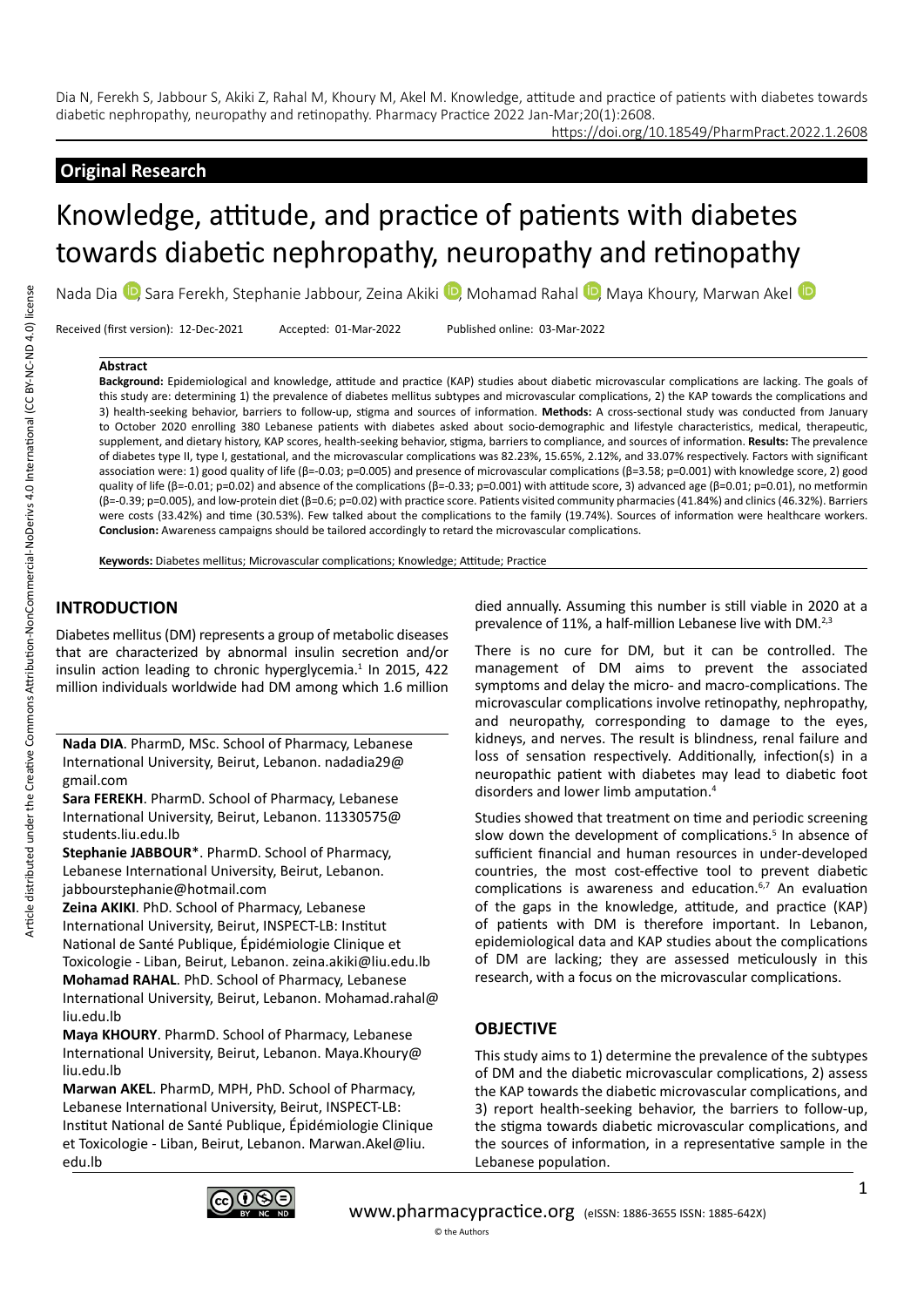Dia N, Ferekh S, Jabbour S, Akiki Z, Rahal M, Khoury M, Akel M. Knowledge, attitude and practice of patients with diabetes towards diabetic nephropathy, neuropathy and retinopathy. Pharmacy Practice 2022 Jan-Mar;20(1):2608.

https://doi.org/10.18549/PharmPract.2022.1.2608

## Original Research

# Knowledge, attitude, and practice of patients with diabetes towards diabetic nephropathy, neuropathy and retinopathy

Nada Dia, Sara Ferekh, Stephanie Jabbour, Zeina Akiki, Mohamad Rahal, Maya Khoury, Marwan Akel

Received (first version): 12-Dec-2021 Accepted: 01-Mar-2022 Published online: 03-Mar-2022

### Abstract

**Background:** Epidemiological and knowledge, attitude and practice (KAP) studies about diabetic microvascular complications are lacking. The goals of this study are: determining 1) the prevalence of diabetes mellitus subtypes and microvascular complications, 2) the KAP towards the complications and 3) health-seeking behavior, barriers to follow-up, stigma and sources of information. **Methods:** A cross-sectional study was conducted from January to October 2020 enrolling 380 Lebanese patients with diabetes asked about socio-demographic and lifestyle characteristics, medical, therapeutic, supplement, and dietary history, KAP scores, health-seeking behavior, stigma, barriers to compliance, and sources of information. **Results:** The prevalence of diabetes type II, type I, gestational, and the microvascular complications was 82.23%, 15.65%, 2.12%, and 33.07% respectively. Factors with significant association were: 1) good quality of life ($\beta$=-0.03; p=0.005) and presence of microvascular complications ($\beta$=3.58; p=0.001) with knowledge score, 2) good quality of life ($\beta$=-0.01; p=0.02) and absence of the complications ($\beta$=-0.33; p=0.001) with attitude score, 3) advanced age ($\beta$=0.01; p=0.01), no metformin ($\beta$=-0.39; p=0.005), and low-protein diet ($\beta$=0.6; p=0.02) with practice score. Patients visited community pharmacies (41.84%) and clinics (46.32%). Barriers were costs (33.42%) and time (30.53%). Few talked about the complications to the family (19.74%). Sources of information were healthcare workers. **Conclusion:** Awareness campaigns should be tailored accordingly to retard the microvascular complications.

**Keywords:** Diabetes mellitus; Microvascular complications; Knowledge; Attitude; Practice

## INTRODUCTION

Diabetes mellitus (DM) represents a group of metabolic diseases that are characterized by abnormal insulin secretion and/or insulin action leading to chronic hyperglycemia.[1] In 2015, 422 million individuals worldwide had DM among which 1.6 million died annually. Assuming this number is still viable in 2020 at a prevalence of 11%, a half-million Lebanese live with DM.[2,3]

There is no cure for DM, but it can be controlled. The management of DM aims to prevent the associated symptoms and delay the micro- and macro-complications. The microvascular complications involve retinopathy, nephropathy, and neuropathy, corresponding to damage to the eyes, kidneys, and nerves. The result is blindness, renal failure and loss of sensation respectively. Additionally, infection(s) in a neuropathic patient with diabetes may lead to diabetic foot disorders and lower limb amputation.[4]

Studies showed that treatment on time and periodic screening slow down the development of complications.[5] In absence of sufficient financial and human resources in under-developed countries, the most cost-effective tool to prevent diabetic complications is awareness and education.[6,7] An evaluation of the gaps in the knowledge, attitude, and practice (KAP) of patients with DM is therefore important. In Lebanon, epidemiological data and KAP studies about the complications of DM are lacking; they are assessed meticulously in this research, with a focus on the microvascular complications.

## OBJECTIVE

This study aims to 1) determine the prevalence of the subtypes of DM and the diabetic microvascular complications, 2) assess the KAP towards the diabetic microvascular complications, and 3) report health-seeking behavior, the barriers to follow-up, the stigma towards diabetic microvascular complications, and the sources of information, in a representative sample in the Lebanese population.

**Nada DIA**. PharmD, MSc. School of Pharmacy, Lebanese International University, Beirut, Lebanon. nadadia29@gmail.com

**Sara FEREKH**. PharmD. School of Pharmacy, Lebanese International University, Beirut, Lebanon. 11330575@students.liu.edu.lb

**Stephanie JABBOUR***. PharmD. School of Pharmacy, Lebanese International University, Beirut, Lebanon. jabbourstephanie@hotmail.com

**Zeina AKIKI**. PhD. School of Pharmacy, Lebanese International University, Beirut, INSPECT-LB: Institut National de Santé Publique, Épidémiologie Clinique et Toxicologie - Liban, Beirut, Lebanon. zeina.akiki@liu.edu.lb

**Mohamad RAHAL**. PhD. School of Pharmacy, Lebanese International University, Beirut, Lebanon. Mohamad.rahal@liu.edu.lb

**Maya KHOURY**. PharmD. School of Pharmacy, Lebanese International University, Beirut, Lebanon. Maya.Khoury@liu.edu.lb

**Marwan AKEL**. PharmD, MPH, PhD. School of Pharmacy, Lebanese International University, Beirut, INSPECT-LB: Institut National de Santé Publique, Épidémiologie Clinique et Toxicologie - Liban, Beirut, Lebanon. Marwan.Akel@liu.edu.lb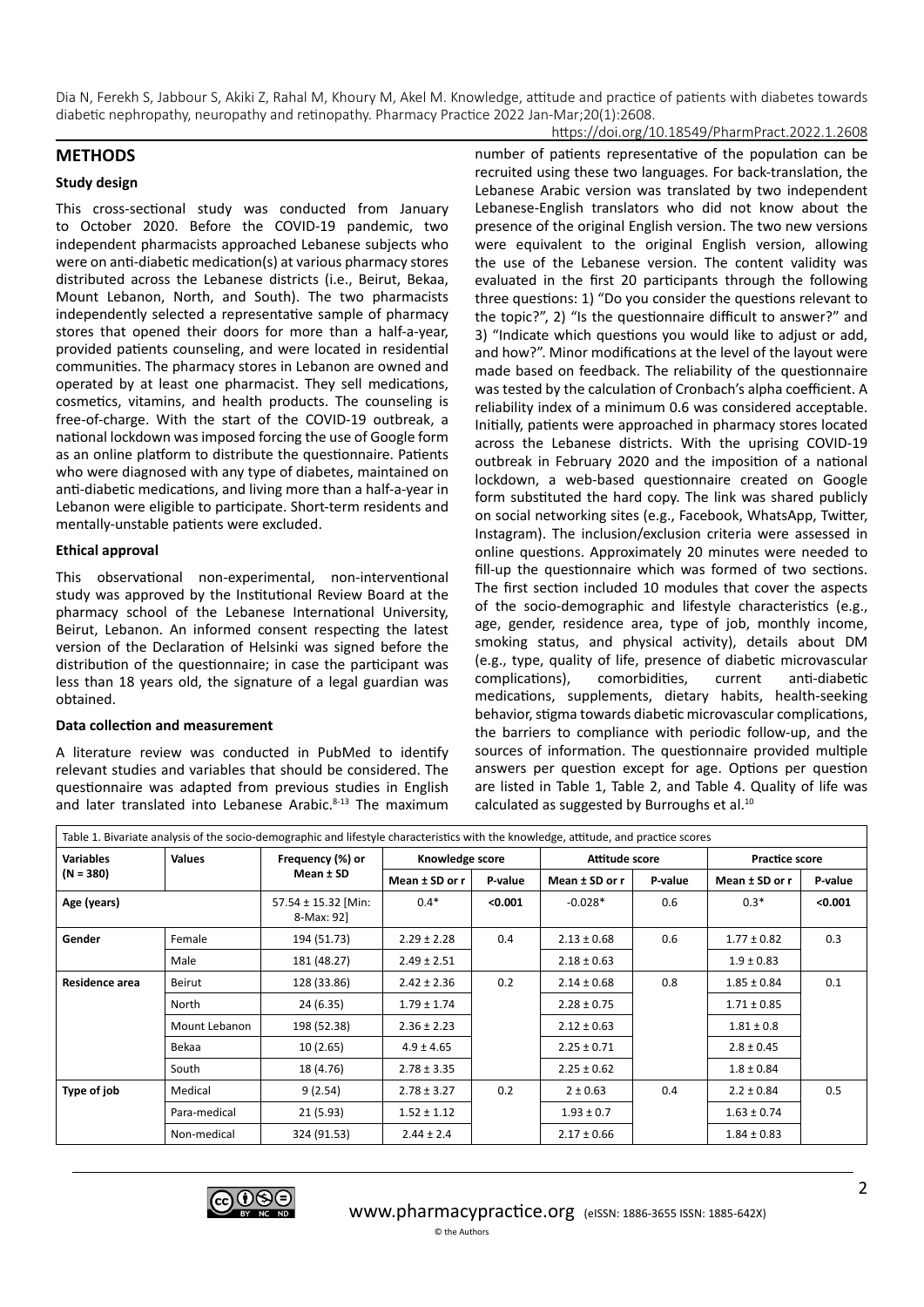## METHODS

### Study design

This cross-sectional study was conducted from January to October 2020. Before the COVID-19 pandemic, two independent pharmacists approached Lebanese subjects who were on anti-diabetic medication(s) at various pharmacy stores distributed across the Lebanese districts (i.e., Beirut, Bekaa, Mount Lebanon, North, and South). The two pharmacists independently selected a representative sample of pharmacy stores that opened their doors for more than a half-a-year, provided patients counseling, and were located in residential communities. The pharmacy stores in Lebanon are owned and operated by at least one pharmacist. They sell medications, cosmetics, vitamins, and health products. The counseling is free-of-charge. With the start of the COVID-19 outbreak, a national lockdown was imposed forcing the use of Google form as an online platform to distribute the questionnaire. Patients who were diagnosed with any type of diabetes, maintained on anti-diabetic medications, and living more than a half-a-year in Lebanon were eligible to participate. Short-term residents and mentally-unstable patients were excluded.

### Ethical approval

This observational non-experimental, non-interventional study was approved by the Institutional Review Board at the pharmacy school of the Lebanese International University, Beirut, Lebanon. An informed consent respecting the latest version of the Declaration of Helsinki was signed before the distribution of the questionnaire; in case the participant was less than 18 years old, the signature of a legal guardian was obtained.

### Data collection and measurement

A literature review was conducted in PubMed to identify relevant studies and variables that should be considered. The questionnaire was adapted from previous studies in English and later translated into Lebanese Arabic.[8-13] The maximum number of patients representative of the population can be recruited using these two languages. For back-translation, the Lebanese Arabic version was translated by two independent Lebanese-English translators who did not know about the presence of the original English version. The two new versions were equivalent to the original English version, allowing the use of the Lebanese version. The content validity was evaluated in the first 20 participants through the following three questions: 1) "Do you consider the questions relevant to the topic?", 2) "Is the questionnaire difficult to answer?" and 3) "Indicate which questions you would like to adjust or add, and how?". Minor modifications at the level of the layout were made based on feedback. The reliability of the questionnaire was tested by the calculation of Cronbach's alpha coefficient. A reliability index of a minimum 0.6 was considered acceptable. Initially, patients were approached in pharmacy stores located across the Lebanese districts. With the uprising COVID-19 outbreak in February 2020 and the imposition of a national lockdown, a web-based questionnaire created on Google form substituted the hard copy. The link was shared publicly on social networking sites (e.g., Facebook, WhatsApp, Twitter, Instagram). The inclusion/exclusion criteria were assessed in online questions. Approximately 20 minutes were needed to fill-up the questionnaire which was formed of two sections. The first section included 10 modules that cover the aspects of the socio-demographic and lifestyle characteristics (e.g., age, gender, residence area, type of job, monthly income, smoking status, and physical activity), details about DM (e.g., type, quality of life, presence of diabetic microvascular complications), comorbidities, current anti-diabetic medications, supplements, dietary habits, health-seeking behavior, stigma towards diabetic microvascular complications, the barriers to compliance with periodic follow-up, and the sources of information. The questionnaire provided multiple answers per question except for age. Options per question are listed in Table 1, Table 2, and Table 4. Quality of life was calculated as suggested by Burroughs et al.[10]

Table 1. Bivariate analysis of the socio-demographic and lifestyle characteristics with the knowledge, attitude, and practice scores

| Variables (N = 380) | Values | Frequency (%) or Mean ± SD | Knowledge score | | Attitude score | | Practice score | |
|---|---|---|---|---|---|---|---|---|
| | | | Mean ± SD or r | P-value | Mean ± SD or r | P-value | Mean ± SD or r | P-value |
| **Age (years)** | | 57.54 ± 15.32 [Min: 8-Max: 92] | 0.4* | **<0.001** | -0.028* | 0.6 | 0.3* | **<0.001** |
| **Gender** | Female | 194 (51.73) | 2.29 ± 2.28 | 0.4 | 2.13 ± 0.68 | 0.6 | 1.77 ± 0.82 | 0.3 |
| | Male | 181 (48.27) | 2.49 ± 2.51 | | 2.18 ± 0.63 | | 1.9 ± 0.83 | |
| **Residence area** | Beirut | 128 (33.86) | 2.42 ± 2.36 | 0.2 | 2.14 ± 0.68 | 0.8 | 1.85 ± 0.84 | 0.1 |
| | North | 24 (6.35) | 1.79 ± 1.74 | | 2.28 ± 0.75 | | 1.71 ± 0.85 | |
| | Mount Lebanon | 198 (52.38) | 2.36 ± 2.23 | | 2.12 ± 0.63 | | 1.81 ± 0.8 | |
| | Bekaa | 10 (2.65) | 4.9 ± 4.65 | | 2.25 ± 0.71 | | 2.8 ± 0.45 | |
| | South | 18 (4.76) | 2.78 ± 3.35 | | 2.25 ± 0.62 | | 1.8 ± 0.84 | |
| **Type of job** | Medical | 9 (2.54) | 2.78 ± 3.27 | 0.2 | 2 ± 0.63 | 0.4 | 2.2 ± 0.84 | 0.5 |
| | Para-medical | 21 (5.93) | 1.52 ± 1.12 | | 1.93 ± 0.7 | | 1.63 ± 0.74 | |
| | Non-medical | 324 (91.53) | 2.44 ± 2.4 | | 2.17 ± 0.66 | | 1.84 ± 0.83 | |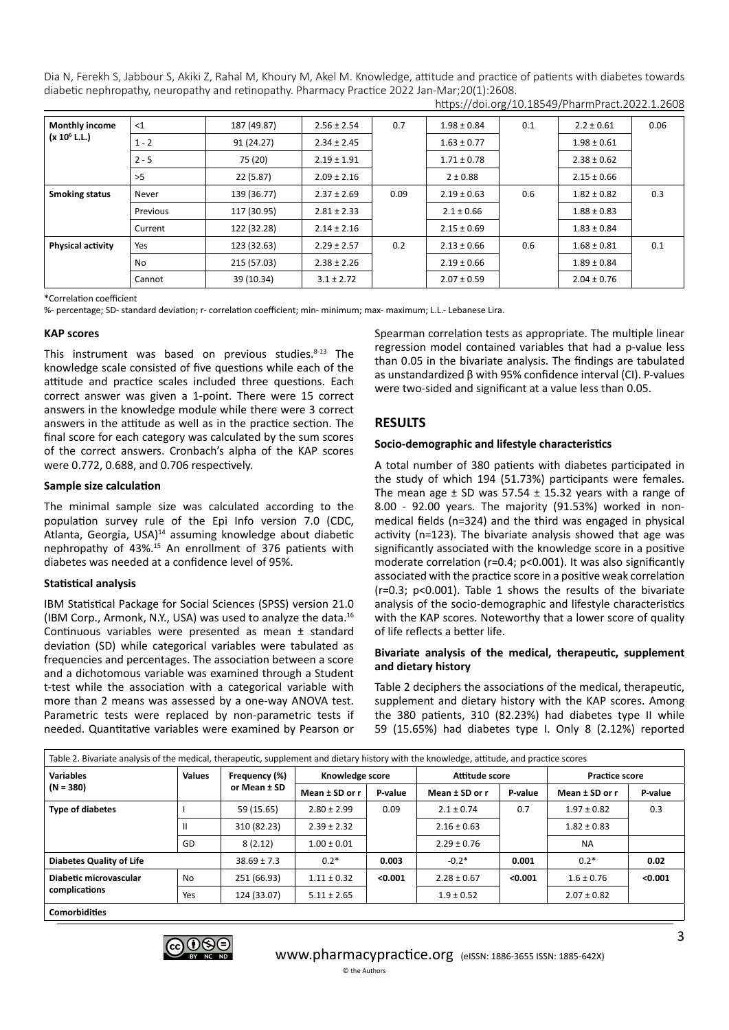| Monthly income (x $10^6$ L.L.) | <1 | 187 (49.87) | 2.56 ± 2.54 | 0.7 | 1.98 ± 0.84 | 0.1 | 2.2 ± 0.61 | 0.06 |
|---|---|---|---|---|---|---|---|---|
| | 1 - 2 | 91 (24.27) | 2.34 ± 2.45 | | 1.63 ± 0.77 | | 1.98 ± 0.61 | |
| | 2 - 5 | 75 (20) | 2.19 ± 1.91 | | 1.71 ± 0.78 | | 2.38 ± 0.62 | |
| | >5 | 22 (5.87) | 2.09 ± 2.16 | | 2 ± 0.88 | | 2.15 ± 0.66 | |
| **Smoking status** | Never | 139 (36.77) | 2.37 ± 2.69 | 0.09 | 2.19 ± 0.63 | 0.6 | 1.82 ± 0.82 | 0.3 |
| | Previous | 117 (30.95) | 2.81 ± 2.33 | | 2.1 ± 0.66 | | 1.88 ± 0.83 | |
| | Current | 122 (32.28) | 2.14 ± 2.16 | | 2.15 ± 0.69 | | 1.83 ± 0.84 | |
| **Physical activity** | Yes | 123 (32.63) | 2.29 ± 2.57 | 0.2 | 2.13 ± 0.66 | 0.6 | 1.68 ± 0.81 | 0.1 |
| | No | 215 (57.03) | 2.38 ± 2.26 | | 2.19 ± 0.66 | | 1.89 ± 0.84 | |
| | Cannot | 39 (10.34) | 3.1 ± 2.72 | | 2.07 ± 0.59 | | 2.04 ± 0.76 | |

*Correlation coefficient

%- percentage; SD- standard deviation; r- correlation coefficient; min- minimum; max- maximum; L.L.- Lebanese Lira.

### KAP scores

This instrument was based on previous studies.[8-13] The knowledge scale consisted of five questions while each of the attitude and practice scales included three questions. Each correct answer was given a 1-point. There were 15 correct answers in the knowledge module while there were 3 correct answers in the attitude as well as in the practice section. The final score for each category was calculated by the sum scores of the correct answers. Cronbach's alpha of the KAP scores were 0.772, 0.688, and 0.706 respectively.

### Sample size calculation

The minimal sample size was calculated according to the population survey rule of the Epi Info version 7.0 (CDC, Atlanta, Georgia, USA)[14] assuming knowledge about diabetic nephropathy of 43%.[15] An enrollment of 376 patients with diabetes was needed at a confidence level of 95%.

### Statistical analysis

IBM Statistical Package for Social Sciences (SPSS) version 21.0 (IBM Corp., Armonk, N.Y., USA) was used to analyze the data.[16] Continuous variables were presented as mean ± standard deviation (SD) while categorical variables were tabulated as frequencies and percentages. The association between a score and a dichotomous variable was examined through a Student t-test while the association with a categorical variable with more than 2 means was assessed by a one-way ANOVA test. Parametric tests were replaced by non-parametric tests if needed. Quantitative variables were examined by Pearson or Spearman correlation tests as appropriate. The multiple linear regression model contained variables that had a p-value less than 0.05 in the bivariate analysis. The findings are tabulated as unstandardized β with 95% confidence interval (CI). P-values were two-sided and significant at a value less than 0.05.

## RESULTS

### Socio-demographic and lifestyle characteristics

A total number of 380 patients with diabetes participated in the study of which 194 (51.73%) participants were females. The mean age ± SD was 57.54 ± 15.32 years with a range of 8.00 - 92.00 years. The majority (91.53%) worked in non-medical fields (n=324) and the third was engaged in physical activity (n=123). The bivariate analysis showed that age was significantly associated with the knowledge score in a positive moderate correlation (r=0.4; p<0.001). It was also significantly associated with the practice score in a positive weak correlation (r=0.3; p<0.001). Table 1 shows the results of the bivariate analysis of the socio-demographic and lifestyle characteristics with the KAP scores. Noteworthy that a lower score of quality of life reflects a better life.

### Bivariate analysis of the medical, therapeutic, supplement and dietary history

Table 2 deciphers the associations of the medical, therapeutic, supplement and dietary history with the KAP scores. Among the 380 patients, 310 (82.23%) had diabetes type II while 59 (15.65%) had diabetes type I. Only 8 (2.12%) reported

Table 2. Bivariate analysis of the medical, therapeutic, supplement and dietary history with the knowledge, attitude, and practice scores

| Variables (N = 380) | Values | Frequency (%) or Mean ± SD | Knowledge score | | Attitude score | | Practice score | |
|---|---|---|---|---|---|---|---|---|
| | | | Mean ± SD or r | P-value | Mean ± SD or r | P-value | Mean ± SD or r | P-value |
| **Type of diabetes** | I | 59 (15.65) | 2.80 ± 2.99 | 0.09 | 2.1 ± 0.74 | 0.7 | 1.97 ± 0.82 | 0.3 |
| | II | 310 (82.23) | 2.39 ± 2.32 | | 2.16 ± 0.63 | | 1.82 ± 0.83 | |
| | GD | 8 (2.12) | 1.00 ± 0.01 | | 2.29 ± 0.76 | | NA | |
| **Diabetes Quality of Life** | | 38.69 ± 7.3 | 0.2* | **0.003** | -0.2* | **0.001** | 0.2* | **0.02** |
| **Diabetic microvascular complications** | No | 251 (66.93) | 1.11 ± 0.32 | **<0.001** | 2.28 ± 0.67 | **<0.001** | 1.6 ± 0.76 | **<0.001** |
| | Yes | 124 (33.07) | 5.11 ± 2.65 | | 1.9 ± 0.52 | | 2.07 ± 0.82 | |
| **Comorbidities** | | | | | | | | |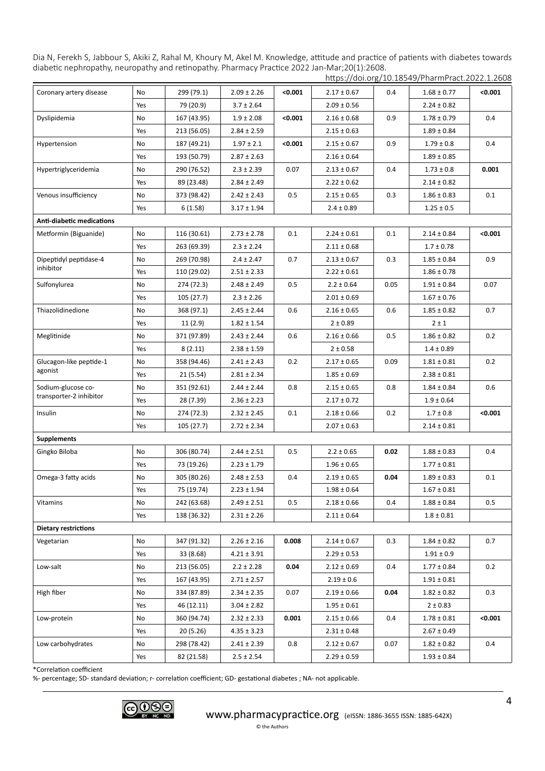| | | | | | | | | |
|---|---|---|---|---|---|---|---|---|
| Coronary artery disease | No | 299 (79.1) | 2.09 ± 2.26 | **<0.001** | 2.17 ± 0.67 | 0.4 | 1.68 ± 0.77 | **<0.001** |
| | Yes | 79 (20.9) | 3.7 ± 2.64 | | 2.09 ± 0.56 | | 2.24 ± 0.82 | |
| Dyslipidemia | No | 167 (43.95) | 1.9 ± 2.08 | **<0.001** | 2.16 ± 0.68 | 0.9 | 1.78 ± 0.79 | 0.4 |
| | Yes | 213 (56.05) | 2.84 ± 2.59 | | 2.15 ± 0.63 | | 1.89 ± 0.84 | |
| Hypertension | No | 187 (49.21) | 1.97 ± 2.1 | **<0.001** | 2.15 ± 0.67 | 0.9 | 1.79 ± 0.8 | 0.4 |
| | Yes | 193 (50.79) | 2.87 ± 2.63 | | 2.16 ± 0.64 | | 1.89 ± 0.85 | |
| Hypertriglyceridemia | No | 290 (76.52) | 2.3 ± 2.39 | 0.07 | 2.13 ± 0.67 | 0.4 | 1.73 ± 0.8 | **0.001** |
| | Yes | 89 (23.48) | 2.84 ± 2.49 | | 2.22 ± 0.62 | | 2.14 ± 0.82 | |
| Venous insufficiency | No | 373 (98.42) | 2.42 ± 2.43 | 0.5 | 2.15 ± 0.65 | 0.3 | 1.86 ± 0.83 | 0.1 |
| | Yes | 6 (1.58) | 3.17 ± 1.94 | | 2.4 ± 0.89 | | 1.25 ± 0.5 | |
| **Anti-diabetic medications** | | | | | | | | |
| Metformin (Biguanide) | No | 116 (30.61) | 2.73 ± 2.78 | 0.1 | 2.24 ± 0.61 | 0.1 | 2.14 ± 0.84 | **<0.001** |
| | Yes | 263 (69.39) | 2.3 ± 2.24 | | 2.11 ± 0.68 | | 1.7 ± 0.78 | |
| Dipeptidyl peptidase-4 inhibitor | No | 269 (70.98) | 2.4 ± 2.47 | 0.7 | 2.13 ± 0.67 | 0.3 | 1.85 ± 0.84 | 0.9 |
| | Yes | 110 (29.02) | 2.51 ± 2.33 | | 2.22 ± 0.61 | | 1.86 ± 0.78 | |
| Sulfonylurea | No | 274 (72.3) | 2.48 ± 2.49 | 0.5 | 2.2 ± 0.64 | 0.05 | 1.91 ± 0.84 | 0.07 |
| | Yes | 105 (27.7) | 2.3 ± 2.26 | | 2.01 ± 0.69 | | 1.67 ± 0.76 | |
| Thiazolidinedione | No | 368 (97.1) | 2.45 ± 2.44 | 0.6 | 2.16 ± 0.65 | 0.6 | 1.85 ± 0.82 | 0.7 |
| | Yes | 11 (2.9) | 1.82 ± 1.54 | | 2 ± 0.89 | | 2 ± 1 | |
| Meglitinide | No | 371 (97.89) | 2.43 ± 2.44 | 0.6 | 2.16 ± 0.66 | 0.5 | 1.86 ± 0.82 | 0.2 |
| | Yes | 8 (2.11) | 2.38 ± 1.59 | | 2 ± 0.58 | | 1.4 ± 0.89 | |
| Glucagon-like peptide-1 agonist | No | 358 (94.46) | 2.41 ± 2.43 | 0.2 | 2.17 ± 0.65 | 0.09 | 1.81 ± 0.81 | 0.2 |
| | Yes | 21 (5.54) | 2.81 ± 2.34 | | 1.85 ± 0.69 | | 2.38 ± 0.81 | |
| Sodium-glucose co-transporter-2 inhibitor | No | 351 (92.61) | 2.44 ± 2.44 | 0.8 | 2.15 ± 0.65 | 0.8 | 1.84 ± 0.84 | 0.6 |
| | Yes | 28 (7.39) | 2.36 ± 2.23 | | 2.17 ± 0.72 | | 1.9 ± 0.64 | |
| Insulin | No | 274 (72.3) | 2.32 ± 2.45 | 0.1 | 2.18 ± 0.66 | 0.2 | 1.7 ± 0.8 | **<0.001** |
| | Yes | 105 (27.7) | 2.72 ± 2.34 | | 2.07 ± 0.63 | | 2.14 ± 0.81 | |
| **Supplements** | | | | | | | | |
| Gingko Biloba | No | 306 (80.74) | 2.44 ± 2.51 | 0.5 | 2.2 ± 0.65 | **0.02** | 1.88 ± 0.83 | 0.4 |
| | Yes | 73 (19.26) | 2.23 ± 1.79 | | 1.96 ± 0.65 | | 1.77 ± 0.81 | |
| Omega-3 fatty acids | No | 305 (80.26) | 2.48 ± 2.53 | 0.4 | 2.19 ± 0.65 | **0.04** | 1.89 ± 0.83 | 0.1 |
| | Yes | 75 (19.74) | 2.23 ± 1.94 | | 1.98 ± 0.64 | | 1.67 ± 0.81 | |
| Vitamins | No | 242 (63.68) | 2.49 ± 2.51 | 0.5 | 2.18 ± 0.66 | 0.4 | 1.88 ± 0.84 | 0.5 |
| | Yes | 138 (36.32) | 2.31 ± 2.26 | | 2.11 ± 0.64 | | 1.8 ± 0.81 | |
| **Dietary restrictions** | | | | | | | | |
| Vegetarian | No | 347 (91.32) | 2.26 ± 2.16 | **0.008** | 2.14 ± 0.67 | 0.3 | 1.84 ± 0.82 | 0.7 |
| | Yes | 33 (8.68) | 4.21 ± 3.91 | | 2.29 ± 0.53 | | 1.91 ± 0.9 | |
| Low-salt | No | 213 (56.05) | 2.2 ± 2.28 | **0.04** | 2.12 ± 0.69 | 0.4 | 1.77 ± 0.84 | 0.2 |
| | Yes | 167 (43.95) | 2.71 ± 2.57 | | 2.19 ± 0.6 | | 1.91 ± 0.81 | |
| High fiber | No | 334 (87.89) | 2.34 ± 2.35 | 0.07 | 2.19 ± 0.66 | **0.04** | 1.82 ± 0.82 | 0.3 |
| | Yes | 46 (12.11) | 3.04 ± 2.82 | | 1.95 ± 0.61 | | 2 ± 0.83 | |
| Low-protein | No | 360 (94.74) | 2.32 ± 2.33 | **0.001** | 2.15 ± 0.66 | 0.4 | 1.78 ± 0.81 | **<0.001** |
| | Yes | 20 (5.26) | 4.35 ± 3.23 | | 2.31 ± 0.48 | | 2.67 ± 0.49 | |
| Low carbohydrates | No | 298 (78.42) | 2.41 ± 2.39 | 0.8 | 2.12 ± 0.67 | 0.07 | 1.82 ± 0.82 | 0.4 |
| | Yes | 82 (21.58) | 2.5 ± 2.54 | | 2.29 ± 0.59 | | 1.93 ± 0.84 | |

*Correlation coefficient

%- percentage; SD- standard deviation; r- correlation coefficient; GD- gestational diabetes ; NA- not applicable.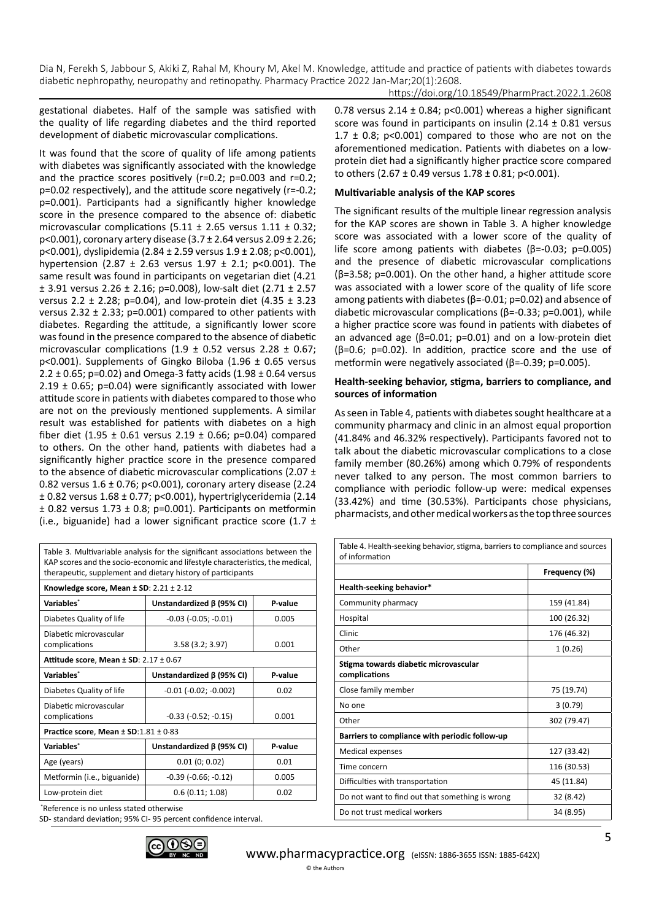gestational diabetes. Half of the sample was satisfied with the quality of life regarding diabetes and the third reported development of diabetic microvascular complications.

It was found that the score of quality of life among patients with diabetes was significantly associated with the knowledge and the practice scores positively (r=0.2; p=0.003 and r=0.2; p=0.02 respectively), and the attitude score negatively (r=-0.2; p=0.001). Participants had a significantly higher knowledge score in the presence compared to the absence of: diabetic microvascular complications (5.11 ± 2.65 versus 1.11 ± 0.32; p<0.001), coronary artery disease (3.7 ± 2.64 versus 2.09 ± 2.26; p<0.001), dyslipidemia (2.84 ± 2.59 versus 1.9 ± 2.08; p<0.001), hypertension (2.87 ± 2.63 versus 1.97 ± 2.1; p<0.001). The same result was found in participants on vegetarian diet (4.21 ± 3.91 versus 2.26 ± 2.16; p=0.008), low-salt diet (2.71 ± 2.57 versus 2.2 ± 2.28; p=0.04), and low-protein diet (4.35 ± 3.23 versus 2.32 ± 2.33; p=0.001) compared to other patients with diabetes. Regarding the attitude, a significantly lower score was found in the presence compared to the absence of diabetic microvascular complications (1.9 ± 0.52 versus 2.28 ± 0.67; p<0.001). Supplements of Gingko Biloba (1.96 ± 0.65 versus 2.2 ± 0.65; p=0.02) and Omega-3 fatty acids (1.98 ± 0.64 versus 2.19 ± 0.65; p=0.04) were significantly associated with lower attitude score in patients with diabetes compared to those who are not on the previously mentioned supplements. A similar result was established for patients with diabetes on a high fiber diet (1.95 ± 0.61 versus 2.19 ± 0.66; p=0.04) compared to others. On the other hand, patients with diabetes had a significantly higher practice score in the presence compared to the absence of diabetic microvascular complications (2.07 ± 0.82 versus 1.6 ± 0.76; p<0.001), coronary artery disease (2.24 ± 0.82 versus 1.68 ± 0.77; p<0.001), hypertriglyceridemia (2.14 ± 0.82 versus 1.73 ± 0.8; p=0.001). Participants on metformin (i.e., biguanide) had a lower significant practice score (1.7 ± 0.78 versus 2.14 ± 0.84; p<0.001) whereas a higher significant score was found in participants on insulin (2.14 ± 0.81 versus 1.7 ± 0.8; p<0.001) compared to those who are not on the aforementioned medication. Patients with diabetes on a low-protein diet had a significantly higher practice score compared to others (2.67 ± 0.49 versus 1.78 ± 0.81; p<0.001).

**Multivariable analysis of the KAP scores**

The significant results of the multiple linear regression analysis for the KAP scores are shown in Table 3. A higher knowledge score was associated with a lower score of the quality of life score among patients with diabetes (β=-0.03; p=0.005) and the presence of diabetic microvascular complications (β=3.58; p=0.001). On the other hand, a higher attitude score was associated with a lower score of the quality of life score among patients with diabetes (β=-0.01; p=0.02) and absence of diabetic microvascular complications (β=-0.33; p=0.001), while a higher practice score was found in patients with diabetes of an advanced age (β=0.01; p=0.01) and on a low-protein diet (β=0.6; p=0.02). In addition, practice score and the use of metformin were negatively associated (β=-0.39; p=0.005).

**Health-seeking behavior, stigma, barriers to compliance, and sources of information**

As seen in Table 4, patients with diabetes sought healthcare at a community pharmacy and clinic in an almost equal proportion (41.84% and 46.32% respectively). Participants favored not to talk about the diabetic microvascular complications to a close family member (80.26%) among which 0.79% of respondents never talked to any person. The most common barriers to compliance with periodic follow-up were: medical expenses (33.42%) and time (30.53%). Participants chose physicians, pharmacists, and other medical workers as the top three sources

Table 3. Multivariable analysis for the significant associations between the KAP scores and the socio-economic and lifestyle characteristics, the medical, therapeutic, supplement and dietary history of participants

| **Knowledge score, Mean ± SD**: 2.21 ± 2.12 | | |
|---|---|---|
| **Variables*** | **Unstandardized β (95% CI)** | **P-value** |
| Diabetes Quality of life | -0.03 (-0.05; -0.01) | 0.005 |
| Diabetic microvascular complications | 3.58 (3.2; 3.97) | 0.001 |
| **Attitude score, Mean ± SD**: 2.17 ± 0.67 | | |
| **Variables*** | **Unstandardized β (95% CI)** | **P-value** |
| Diabetes Quality of life | -0.01 (-0.02; -0.002) | 0.02 |
| Diabetic microvascular complications | -0.33 (-0.52; -0.15) | 0.001 |
| **Practice score, Mean ± SD**:1.81 ± 0·83 | | |
| **Variables*** | **Unstandardized β (95% CI)** | **P-value** |
| Age (years) | 0.01 (0; 0.02) | 0.01 |
| Metformin (i.e., biguanide) | -0.39 (-0.66; -0.12) | 0.005 |
| Low-protein diet | 0.6 (0.11; 1.08) | 0.02 |

*Reference is no unless stated otherwise
SD- standard deviation; 95% CI- 95 percent confidence interval.

Table 4. Health-seeking behavior, stigma, barriers to compliance and sources of information

| | **Frequency (%)** |
|---|---|
| **Health-seeking behavior*** | |
| Community pharmacy | 159 (41.84) |
| Hospital | 100 (26.32) |
| Clinic | 176 (46.32) |
| Other | 1 (0.26) |
| **Stigma towards diabetic microvascular complications** | |
| Close family member | 75 (19.74) |
| No one | 3 (0.79) |
| Other | 302 (79.47) |
| **Barriers to compliance with periodic follow-up** | |
| Medical expenses | 127 (33.42) |
| Time concern | 116 (30.53) |
| Difficulties with transportation | 45 (11.84) |
| Do not want to find out that something is wrong | 32 (8.42) |
| Do not trust medical workers | 34 (8.95) |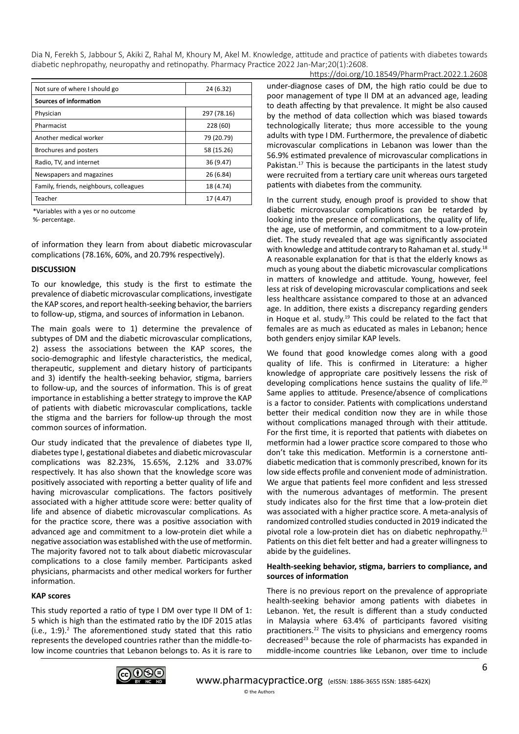| Not sure of where I should go | 24 (6.32) |
|---|---|
| **Sources of information** | |
| Physician | 297 (78.16) |
| Pharmacist | 228 (60) |
| Another medical worker | 79 (20.79) |
| Brochures and posters | 58 (15.26) |
| Radio, TV, and internet | 36 (9.47) |
| Newspapers and magazines | 26 (6.84) |
| Family, friends, neighbours, colleagues | 18 (4.74) |
| Teacher | 17 (4.47) |

*Variables with a yes or no outcome
%- percentage.

of information they learn from about diabetic microvascular complications (78.16%, 60%, and 20.79% respectively).

## DISCUSSION

To our knowledge, this study is the first to estimate the prevalence of diabetic microvascular complications, investigate the KAP scores, and report health-seeking behavior, the barriers to follow-up, stigma, and sources of information in Lebanon.

The main goals were to 1) determine the prevalence of subtypes of DM and the diabetic microvascular complications, 2) assess the associations between the KAP scores, the socio-demographic and lifestyle characteristics, the medical, therapeutic, supplement and dietary history of participants and 3) identify the health-seeking behavior, stigma, barriers to follow-up, and the sources of information. This is of great importance in establishing a better strategy to improve the KAP of patients with diabetic microvascular complications, tackle the stigma and the barriers for follow-up through the most common sources of information.

Our study indicated that the prevalence of diabetes type II, diabetes type I, gestational diabetes and diabetic microvascular complications was 82.23%, 15.65%, 2.12% and 33.07% respectively. It has also shown that the knowledge score was positively associated with reporting a better quality of life and having microvascular complications. The factors positively associated with a higher attitude score were: better quality of life and absence of diabetic microvascular complications. As for the practice score, there was a positive association with advanced age and commitment to a low-protein diet while a negative association was established with the use of metformin. The majority favored not to talk about diabetic microvascular complications to a close family member. Participants asked physicians, pharmacists and other medical workers for further information.

### KAP scores

This study reported a ratio of type I DM over type II DM of 1: 5 which is high than the estimated ratio by the IDF 2015 atlas (i.e., 1:9).[2] The aforementioned study stated that this ratio represents the developed countries rather than the middle-to-low income countries that Lebanon belongs to. As it is rare to under-diagnose cases of DM, the high ratio could be due to poor management of type II DM at an advanced age, leading to death affecting by that prevalence. It might be also caused by the method of data collection which was biased towards technologically literate; thus more accessible to the young adults with type I DM. Furthermore, the prevalence of diabetic microvascular complications in Lebanon was lower than the 56.9% estimated prevalence of microvascular complications in Pakistan.[17] This is because the participants in the latest study were recruited from a tertiary care unit whereas ours targeted patients with diabetes from the community.

In the current study, enough proof is provided to show that diabetic microvascular complications can be retarded by looking into the presence of complications, the quality of life, the age, use of metformin, and commitment to a low-protein diet. The study revealed that age was significantly associated with knowledge and attitude contrary to Rahaman et al. study.[18] A reasonable explanation for that is that the elderly knows as much as young about the diabetic microvascular complications in matters of knowledge and attitude. Young, however, feel less at risk of developing microvascular complications and seek less healthcare assistance compared to those at an advanced age. In addition, there exists a discrepancy regarding genders in Hoque et al. study.[19] This could be related to the fact that females are as much as educated as males in Lebanon; hence both genders enjoy similar KAP levels.

We found that good knowledge comes along with a good quality of life. This is confirmed in Literature: a higher knowledge of appropriate care positively lessens the risk of developing complications hence sustains the quality of life.[20] Same applies to attitude. Presence/absence of complications is a factor to consider. Patients with complications understand better their medical condition now they are in while those without complications managed through with their attitude. For the first time, it is reported that patients with diabetes on metformin had a lower practice score compared to those who don't take this medication. Metformin is a cornerstone anti-diabetic medication that is commonly prescribed, known for its low side effects profile and convenient mode of administration. We argue that patients feel more confident and less stressed with the numerous advantages of metformin. The present study indicates also for the first time that a low-protein diet was associated with a higher practice score. A meta-analysis of randomized controlled studies conducted in 2019 indicated the pivotal role a low-protein diet has on diabetic nephropathy.[21] Patients on this diet felt better and had a greater willingness to abide by the guidelines.

### Health-seeking behavior, stigma, barriers to compliance, and sources of information

There is no previous report on the prevalence of appropriate health-seeking behavior among patients with diabetes in Lebanon. Yet, the result is different than a study conducted in Malaysia where 63.4% of participants favored visiting practitioners.[22] The visits to physicians and emergency rooms decreased[23] because the role of pharmacists has expanded in middle-income countries like Lebanon, over time to include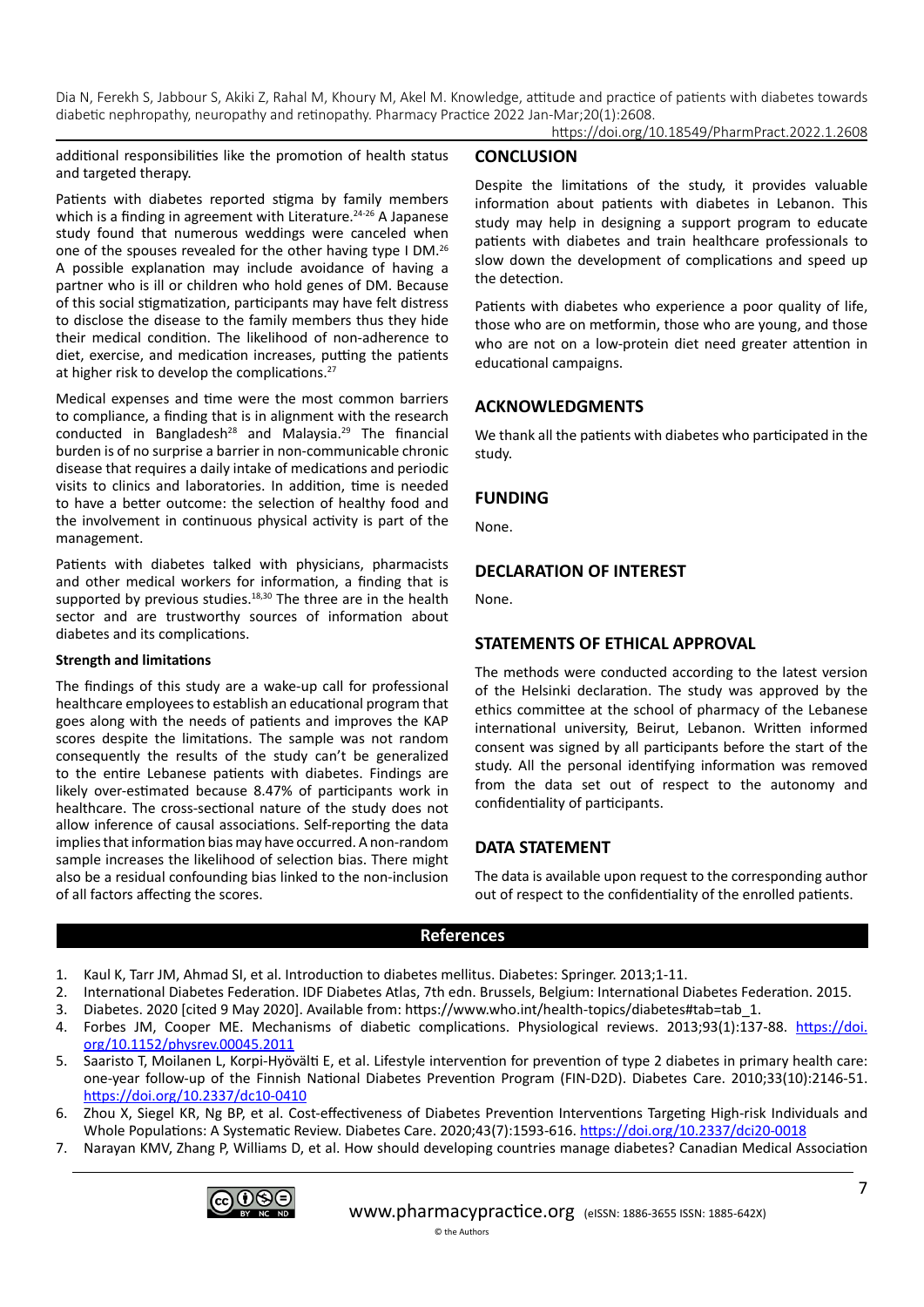additional responsibilities like the promotion of health status and targeted therapy.

Patients with diabetes reported stigma by family members which is a finding in agreement with Literature.[24-26] A Japanese study found that numerous weddings were canceled when one of the spouses revealed for the other having type I DM.[26] A possible explanation may include avoidance of having a partner who is ill or children who hold genes of DM. Because of this social stigmatization, participants may have felt distress to disclose the disease to the family members thus they hide their medical condition. The likelihood of non-adherence to diet, exercise, and medication increases, putting the patients at higher risk to develop the complications.[27]

Medical expenses and time were the most common barriers to compliance, a finding that is in alignment with the research conducted in Bangladesh[28] and Malaysia.[29] The financial burden is of no surprise a barrier in non-communicable chronic disease that requires a daily intake of medications and periodic visits to clinics and laboratories. In addition, time is needed to have a better outcome: the selection of healthy food and the involvement in continuous physical activity is part of the management.

Patients with diabetes talked with physicians, pharmacists and other medical workers for information, a finding that is supported by previous studies.[18,30] The three are in the health sector and are trustworthy sources of information about diabetes and its complications.

**Strength and limitations**

The findings of this study are a wake-up call for professional healthcare employees to establish an educational program that goes along with the needs of patients and improves the KAP scores despite the limitations. The sample was not random consequently the results of the study can't be generalized to the entire Lebanese patients with diabetes. Findings are likely over-estimated because 8.47% of participants work in healthcare. The cross-sectional nature of the study does not allow inference of causal associations. Self-reporting the data implies that information bias may have occurred. A non-random sample increases the likelihood of selection bias. There might also be a residual confounding bias linked to the non-inclusion of all factors affecting the scores.

## CONCLUSION

Despite the limitations of the study, it provides valuable information about patients with diabetes in Lebanon. This study may help in designing a support program to educate patients with diabetes and train healthcare professionals to slow down the development of complications and speed up the detection.

Patients with diabetes who experience a poor quality of life, those who are on metformin, those who are young, and those who are not on a low-protein diet need greater attention in educational campaigns.

## ACKNOWLEDGMENTS

We thank all the patients with diabetes who participated in the study.

## FUNDING

None.

## DECLARATION OF INTEREST

None.

## STATEMENTS OF ETHICAL APPROVAL

The methods were conducted according to the latest version of the Helsinki declaration. The study was approved by the ethics committee at the school of pharmacy of the Lebanese international university, Beirut, Lebanon. Written informed consent was signed by all participants before the start of the study. All the personal identifying information was removed from the data set out of respect to the autonomy and confidentiality of participants.

## DATA STATEMENT

The data is available upon request to the corresponding author out of respect to the confidentiality of the enrolled patients.

## References

1. Kaul K, Tarr JM, Ahmad SI, et al. Introduction to diabetes mellitus. Diabetes: Springer. 2013;1-11.
2. International Diabetes Federation. IDF Diabetes Atlas, 7th edn. Brussels, Belgium: International Diabetes Federation. 2015.
3. Diabetes. 2020 [cited 9 May 2020]. Available from: https://www.who.int/health-topics/diabetes#tab=tab_1.
4. Forbes JM, Cooper ME. Mechanisms of diabetic complications. Physiological reviews. 2013;93(1):137-88. https://doi.org/10.1152/physrev.00045.2011
5. Saaristo T, Moilanen L, Korpi-Hyövälti E, et al. Lifestyle intervention for prevention of type 2 diabetes in primary health care: one-year follow-up of the Finnish National Diabetes Prevention Program (FIN-D2D). Diabetes Care. 2010;33(10):2146-51. https://doi.org/10.2337/dc10-0410
6. Zhou X, Siegel KR, Ng BP, et al. Cost-effectiveness of Diabetes Prevention Interventions Targeting High-risk Individuals and Whole Populations: A Systematic Review. Diabetes Care. 2020;43(7):1593-616. https://doi.org/10.2337/dci20-0018
7. Narayan KMV, Zhang P, Williams D, et al. How should developing countries manage diabetes? Canadian Medical Association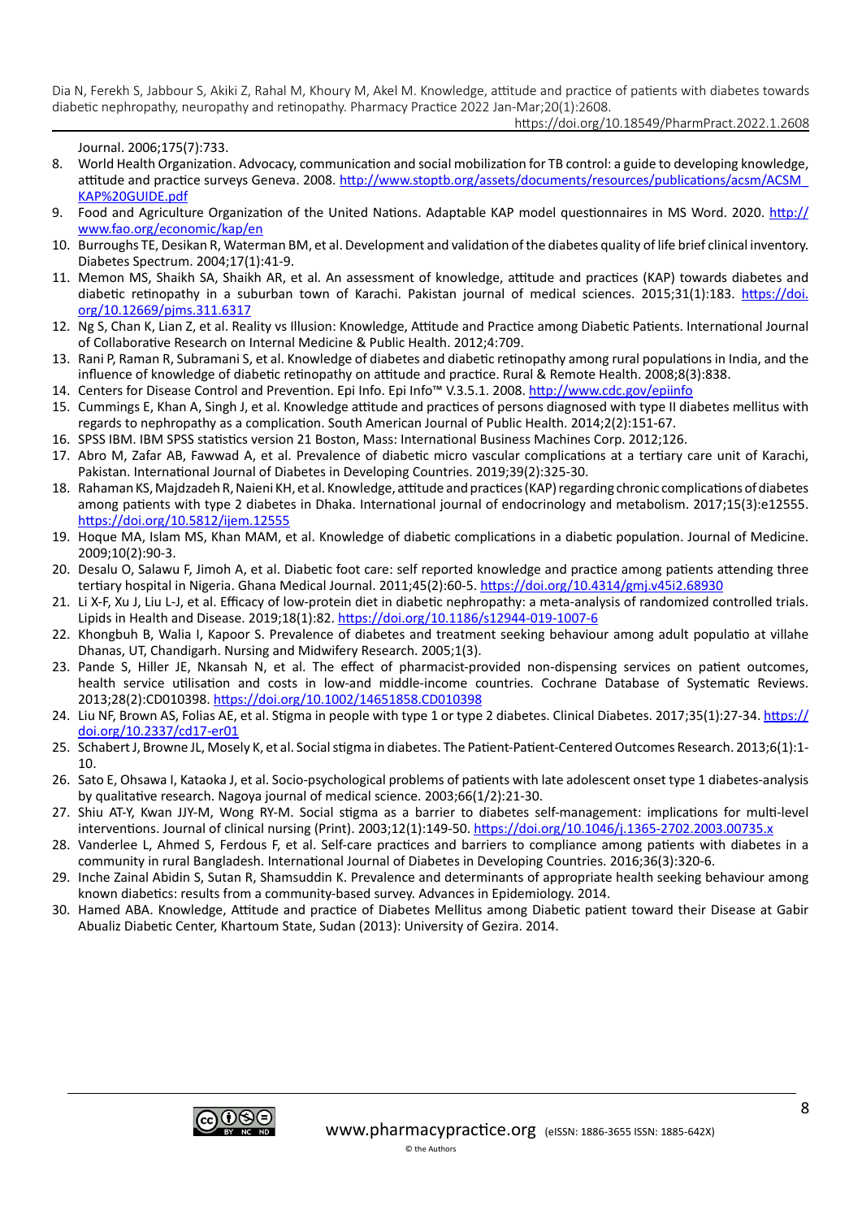Journal. 2006;175(7):733.

8. World Health Organization. Advocacy, communication and social mobilization for TB control: a guide to developing knowledge, attitude and practice surveys Geneva. 2008. http://www.stoptb.org/assets/documents/resources/publications/acsm/ACSM_KAP%20GUIDE.pdf
9. Food and Agriculture Organization of the United Nations. Adaptable KAP model questionnaires in MS Word. 2020. http://www.fao.org/economic/kap/en
10. Burroughs TE, Desikan R, Waterman BM, et al. Development and validation of the diabetes quality of life brief clinical inventory. Diabetes Spectrum. 2004;17(1):41-9.
11. Memon MS, Shaikh SA, Shaikh AR, et al. An assessment of knowledge, attitude and practices (KAP) towards diabetes and diabetic retinopathy in a suburban town of Karachi. Pakistan journal of medical sciences. 2015;31(1):183. https://doi.org/10.12669/pjms.311.6317
12. Ng S, Chan K, Lian Z, et al. Reality vs Illusion: Knowledge, Attitude and Practice among Diabetic Patients. International Journal of Collaborative Research on Internal Medicine & Public Health. 2012;4:709.
13. Rani P, Raman R, Subramani S, et al. Knowledge of diabetes and diabetic retinopathy among rural populations in India, and the influence of knowledge of diabetic retinopathy on attitude and practice. Rural & Remote Health. 2008;8(3):838.
14. Centers for Disease Control and Prevention. Epi Info. Epi Info™ V.3.5.1. 2008. http://www.cdc.gov/epiinfo
15. Cummings E, Khan A, Singh J, et al. Knowledge attitude and practices of persons diagnosed with type II diabetes mellitus with regards to nephropathy as a complication. South American Journal of Public Health. 2014;2(2):151-67.
16. SPSS IBM. IBM SPSS statistics version 21 Boston, Mass: International Business Machines Corp. 2012;126.
17. Abro M, Zafar AB, Fawwad A, et al. Prevalence of diabetic micro vascular complications at a tertiary care unit of Karachi, Pakistan. International Journal of Diabetes in Developing Countries. 2019;39(2):325-30.
18. Rahaman KS, Majdzadeh R, Naieni KH, et al. Knowledge, attitude and practices (KAP) regarding chronic complications of diabetes among patients with type 2 diabetes in Dhaka. International journal of endocrinology and metabolism. 2017;15(3):e12555. https://doi.org/10.5812/ijem.12555
19. Hoque MA, Islam MS, Khan MAM, et al. Knowledge of diabetic complications in a diabetic population. Journal of Medicine. 2009;10(2):90-3.
20. Desalu O, Salawu F, Jimoh A, et al. Diabetic foot care: self reported knowledge and practice among patients attending three tertiary hospital in Nigeria. Ghana Medical Journal. 2011;45(2):60-5. https://doi.org/10.4314/gmj.v45i2.68930
21. Li X-F, Xu J, Liu L-J, et al. Efficacy of low-protein diet in diabetic nephropathy: a meta-analysis of randomized controlled trials. Lipids in Health and Disease. 2019;18(1):82. https://doi.org/10.1186/s12944-019-1007-6
22. Khongbuh B, Walia I, Kapoor S. Prevalence of diabetes and treatment seeking behaviour among adult populatio at villahe Dhanas, UT, Chandigarh. Nursing and Midwifery Research. 2005;1(3).
23. Pande S, Hiller JE, Nkansah N, et al. The effect of pharmacist-provided non-dispensing services on patient outcomes, health service utilisation and costs in low-and middle-income countries. Cochrane Database of Systematic Reviews. 2013;28(2):CD010398. https://doi.org/10.1002/14651858.CD010398
24. Liu NF, Brown AS, Folias AE, et al. Stigma in people with type 1 or type 2 diabetes. Clinical Diabetes. 2017;35(1):27-34. https://doi.org/10.2337/cd17-er01
25. Schabert J, Browne JL, Mosely K, et al. Social stigma in diabetes. The Patient-Patient-Centered Outcomes Research. 2013;6(1):1-10.
26. Sato E, Ohsawa I, Kataoka J, et al. Socio-psychological problems of patients with late adolescent onset type 1 diabetes-analysis by qualitative research. Nagoya journal of medical science. 2003;66(1/2):21-30.
27. Shiu AT-Y, Kwan JJY-M, Wong RY-M. Social stigma as a barrier to diabetes self-management: implications for multi-level interventions. Journal of clinical nursing (Print). 2003;12(1):149-50. https://doi.org/10.1046/j.1365-2702.2003.00735.x
28. Vanderlee L, Ahmed S, Ferdous F, et al. Self-care practices and barriers to compliance among patients with diabetes in a community in rural Bangladesh. International Journal of Diabetes in Developing Countries. 2016;36(3):320-6.
29. Inche Zainal Abidin S, Sutan R, Shamsuddin K. Prevalence and determinants of appropriate health seeking behaviour among known diabetics: results from a community-based survey. Advances in Epidemiology. 2014.
30. Hamed ABA. Knowledge, Attitude and practice of Diabetes Mellitus among Diabetic patient toward their Disease at Gabir Abualiz Diabetic Center, Khartoum State, Sudan (2013): University of Gezira. 2014.